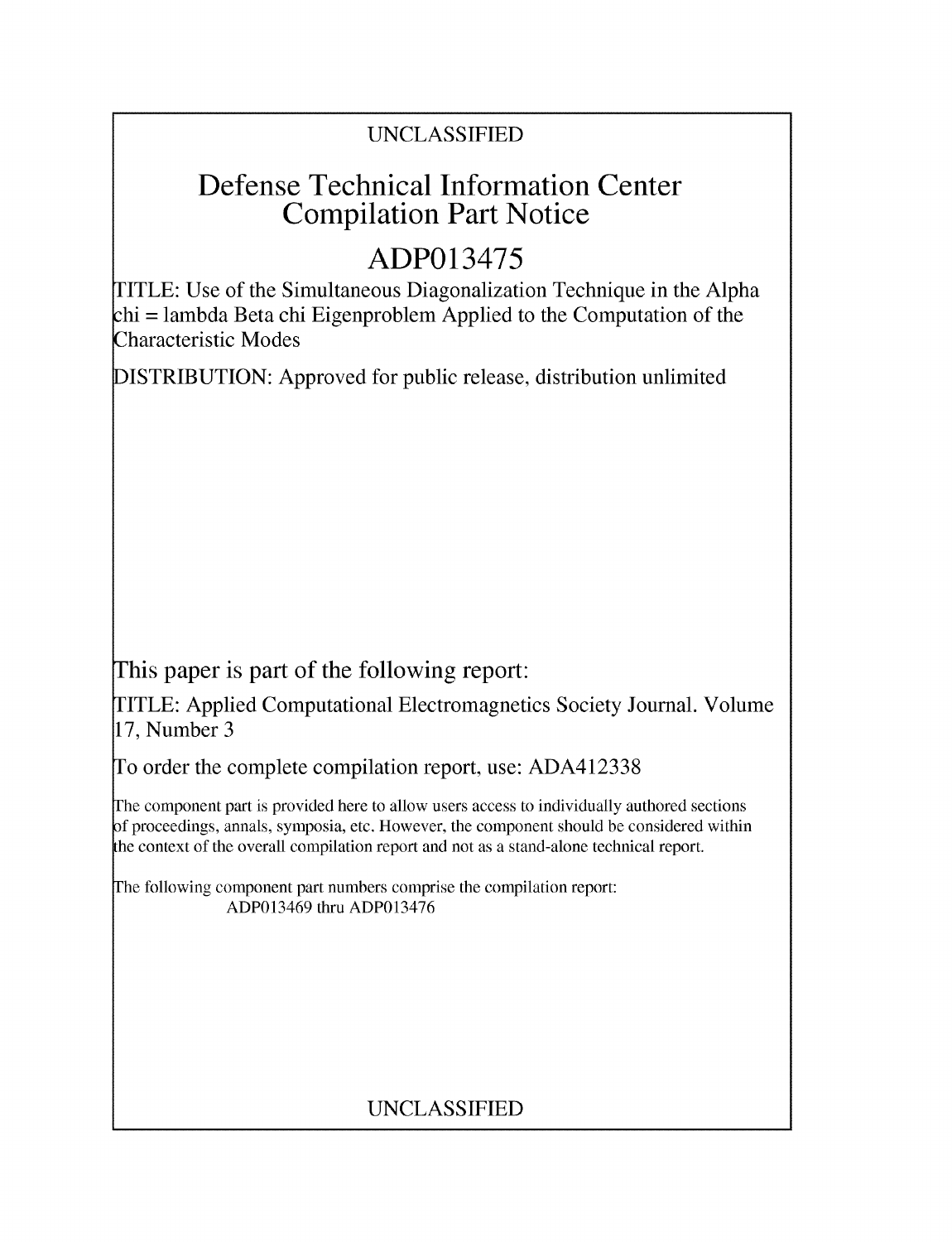UNCLASSIFIED

# Defense Technical Information Center Compilation Part Notice

# ADP013475

TITLE: Use of the Simultaneous Diagonalization Technique in the Alpha chi = lambda Beta chi Eigenproblem Applied to the Computation of the Characteristic Modes

DISTRIBUTION: Approved for public release, distribution unlimited

This paper is part of the following report:

TITLE: Applied Computational Electromagnetics Society Journal. Volume 17, Number 3

To order the complete compilation report, use: ADA412338

The component part is provided here to allow users access to individually authored sections of proceedings, annals, symposia, etc. However, the component should be considered within the context of the overall compilation report and not as a stand-alone technical report.

The following component part numbers comprise the compilation report:
ADP013469 thru ADP013476

UNCLASSIFIED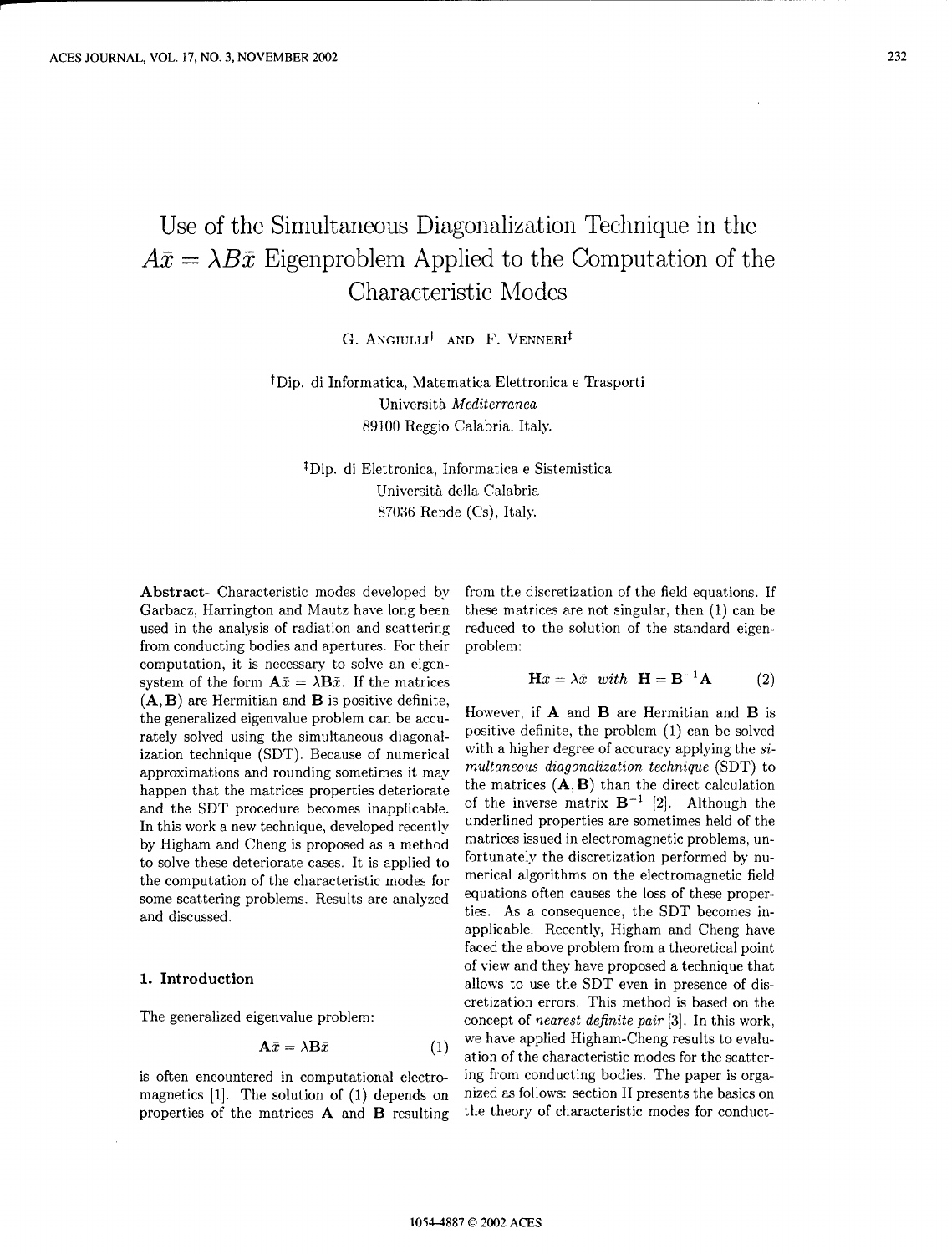# Use of the Simultaneous Diagonalization Technique in the $A\bar{x} = \lambda B\bar{x}$ Eigenproblem Applied to the Computation of the Characteristic Modes

G. Angiulli[†] and F. Venneri[‡]

[†]Dip. di Informatica, Matematica Elettronica e Trasporti
Università *Mediterranea*
89100 Reggio Calabria, Italy.

[‡]Dip. di Elettronica, Informatica e Sistemistica
Università della Calabria
87036 Rende (Cs), Italy.

**Abstract-** Characteristic modes developed by Garbacz, Harrington and Mautz have long been used in the analysis of radiation and scattering from conducting bodies and apertures. For their computation, it is necessary to solve an eigensystem of the form $\mathbf{A}\bar{x} = \lambda\mathbf{B}\bar{x}$. If the matrices $(\mathbf{A}, \mathbf{B})$ are Hermitian and $\mathbf{B}$ is positive definite, the generalized eigenvalue problem can be accurately solved using the simultaneous diagonalization technique (SDT). Because of numerical approximations and rounding sometimes it may happen that the matrices properties deteriorate and the SDT procedure becomes inapplicable. In this work a new technique, developed recently by Higham and Cheng is proposed as a method to solve these deteriorate cases. It is applied to the computation of the characteristic modes for some scattering problems. Results are analyzed and discussed.

## 1. Introduction

The generalized eigenvalue problem:

$$\mathbf{A}\bar{x} = \lambda\mathbf{B}\bar{x} \tag{1}$$

is often encountered in computational electromagnetics [1]. The solution of (1) depends on properties of the matrices $\mathbf{A}$ and $\mathbf{B}$ resulting from the discretization of the field equations. If these matrices are not singular, then (1) can be reduced to the solution of the standard eigenproblem:

$$\mathbf{H}\bar{x} = \lambda\bar{x} \;\; with \;\; \mathbf{H} = \mathbf{B}^{-1}\mathbf{A} \tag{2}$$

However, if $\mathbf{A}$ and $\mathbf{B}$ are Hermitian and $\mathbf{B}$ is positive definite, the problem (1) can be solved with a higher degree of accuracy applying the *simultaneous diagonalization technique* (SDT) to the matrices $(\mathbf{A}, \mathbf{B})$ than the direct calculation of the inverse matrix $\mathbf{B}^{-1}$ [2]. Although the underlined properties are sometimes held of the matrices issued in electromagnetic problems, unfortunately the discretization performed by numerical algorithms on the electromagnetic field equations often causes the loss of these properties. As a consequence, the SDT becomes inapplicable. Recently, Higham and Cheng have faced the above problem from a theoretical point of view and they have proposed a technique that allows to use the SDT even in presence of discretization errors. This method is based on the concept of *nearest definite pair* [3]. In this work, we have applied Higham-Cheng results to evaluation of the characteristic modes for the scattering from conducting bodies. The paper is organized as follows: section II presents the basics on the theory of characteristic modes for conduct-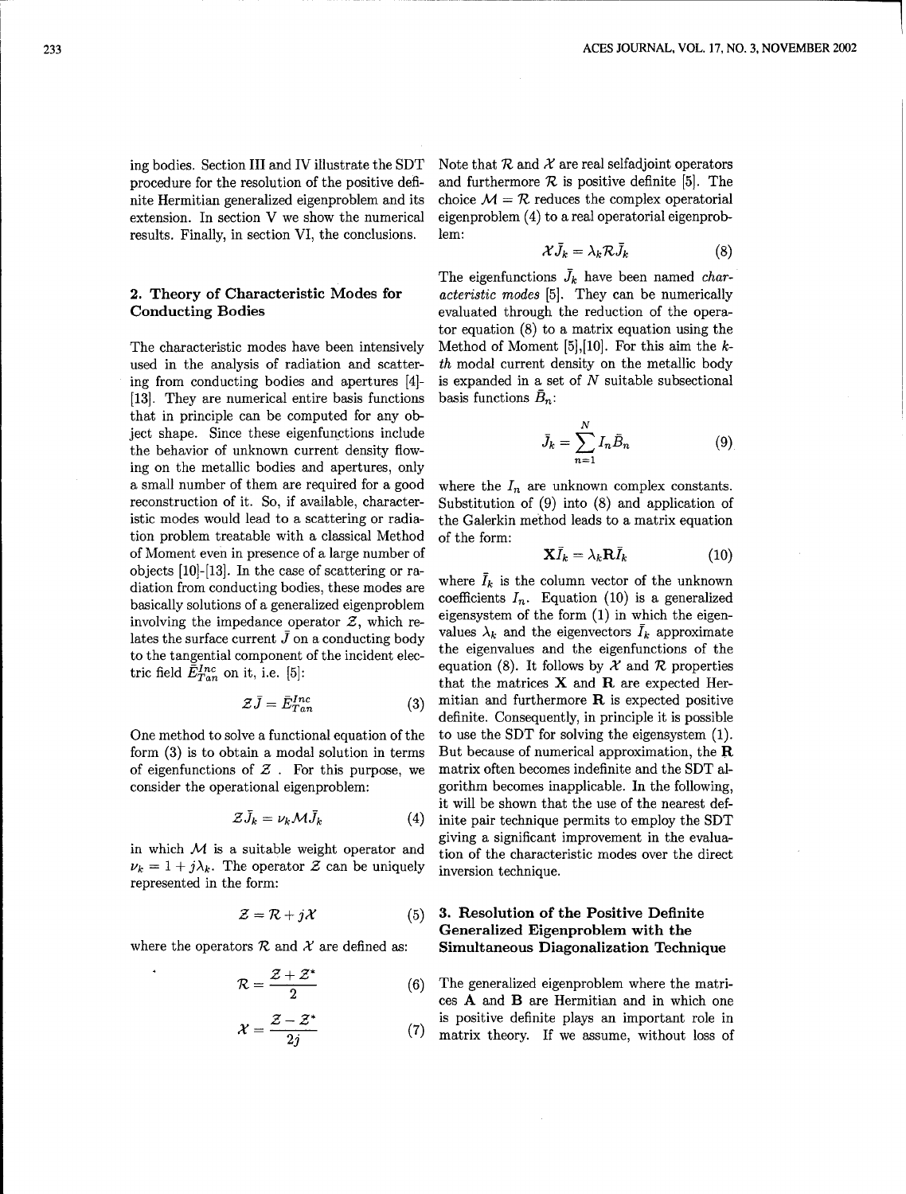ing bodies. Section III and IV illustrate the SDT procedure for the resolution of the positive definite Hermitian generalized eigenproblem and its extension. In section V we show the numerical results. Finally, in section VI, the conclusions.

## 2. Theory of Characteristic Modes for Conducting Bodies

The characteristic modes have been intensively used in the analysis of radiation and scattering from conducting bodies and apertures [4]-[13]. They are numerical entire basis functions that in principle can be computed for any object shape. Since these eigenfunctions include the behavior of unknown current density flowing on the metallic bodies and apertures, only a small number of them are required for a good reconstruction of it. So, if available, characteristic modes would lead to a scattering or radiation problem treatable with a classical Method of Moment even in presence of a large number of objects [10]-[13]. In the case of scattering or radiation from conducting bodies, these modes are basically solutions of a generalized eigenproblem involving the impedance operator $\mathcal{Z}$, which relates the surface current $\bar{J}$ on a conducting body to the tangential component of the incident electric field $\bar{E}^{Inc}_{Tan}$ on it, i.e. [5]:

$$\mathcal{Z}\bar{J} = \bar{E}^{Inc}_{Tan} \tag{3}$$

One method to solve a functional equation of the form (3) is to obtain a modal solution in terms of eigenfunctions of $\mathcal{Z}$ . For this purpose, we consider the operational eigenproblem:

$$\mathcal{Z}\bar{J}_k = \nu_k \mathcal{M}\bar{J}_k \tag{4}$$

in which $\mathcal{M}$ is a suitable weight operator and $\nu_k = 1 + j\lambda_k$. The operator $\mathcal{Z}$ can be uniquely represented in the form:

$$\mathcal{Z} = \mathcal{R} + j\mathcal{X} \tag{5}$$

where the operators $\mathcal{R}$ and $\mathcal{X}$ are defined as:

$$\mathcal{R} = \frac{\mathcal{Z} + \mathcal{Z}^*}{2} \tag{6}$$

$$\mathcal{X} = \frac{\mathcal{Z} - \mathcal{Z}^*}{2j} \tag{7}$$

Note that $\mathcal{R}$ and $\mathcal{X}$ are real selfadjoint operators and furthermore $\mathcal{R}$ is positive definite [5]. The choice $\mathcal{M} = \mathcal{R}$ reduces the complex operatorial eigenproblem (4) to a real operatorial eigenproblem:

$$\mathcal{X}\bar{J}_k = \lambda_k \mathcal{R}\bar{J}_k \tag{8}$$

The eigenfunctions $\bar{J}_k$ have been named *characteristic modes* [5]. They can be numerically evaluated through the reduction of the operator equation (8) to a matrix equation using the Method of Moment [5],[10]. For this aim the $k$-th modal current density on the metallic body is expanded in a set of $N$ suitable subsectional basis functions $\bar{B}_n$:

$$\bar{J}_k = \sum_{n=1}^{N} I_n \bar{B}_n \tag{9}$$

where the $I_n$ are unknown complex constants. Substitution of (9) into (8) and application of the Galerkin method leads to a matrix equation of the form:

$$\mathbf{X}\bar{I}_k = \lambda_k \mathbf{R}\bar{I}_k \tag{10}$$

where $\bar{I}_k$ is the column vector of the unknown coefficients $I_n$. Equation (10) is a generalized eigensystem of the form (1) in which the eigenvalues $\lambda_k$ and the eigenvectors $\bar{I}_k$ approximate the eigenvalues and the eigenfunctions of the equation (8). It follows by $\mathcal{X}$ and $\mathcal{R}$ properties that the matrices $\mathbf{X}$ and $\mathbf{R}$ are expected Hermitian and furthermore $\mathbf{R}$ is expected positive definite. Consequently, in principle it is possible to use the SDT for solving the eigensystem (1). But because of numerical approximation, the $\mathbf{R}$ matrix often becomes indefinite and the SDT algorithm becomes inapplicable. In the following, it will be shown that the use of the nearest definite pair technique permits to employ the SDT giving a significant improvement in the evaluation of the characteristic modes over the direct inversion technique.

## 3. Resolution of the Positive Definite Generalized Eigenproblem with the Simultaneous Diagonalization Technique

The generalized eigenproblem where the matrices $\mathbf{A}$ and $\mathbf{B}$ are Hermitian and in which one is positive definite plays an important role in matrix theory. If we assume, without loss of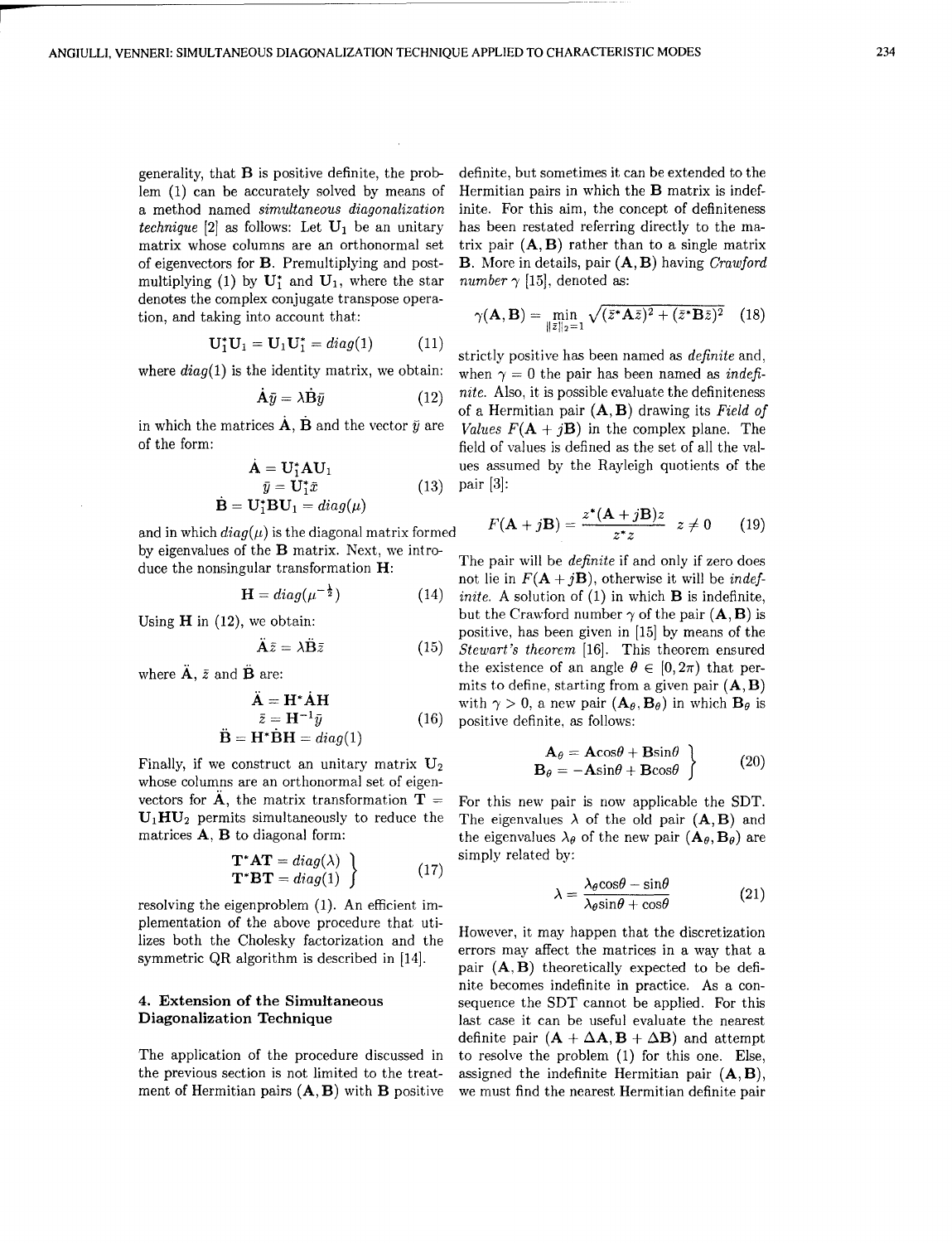generality, that $\mathbf{B}$ is positive definite, the problem (1) can be accurately solved by means of a method named *simultaneous diagonalization technique* [2] as follows: Let $\mathbf{U}_1$ be an unitary matrix whose columns are an orthonormal set of eigenvectors for $\mathbf{B}$. Premultiplying and postmultiplying (1) by $\mathbf{U}_1^*$ and $\mathbf{U}_1$, where the star denotes the complex conjugate transpose operation, and taking into account that:

$$\mathbf{U}_1^*\mathbf{U}_1 = \mathbf{U}_1\mathbf{U}_1^* = diag(1) \tag{11}$$

where $diag(1)$ is the identity matrix, we obtain:

$$\dot{\mathbf{A}}\bar{y} = \lambda\dot{\mathbf{B}}\bar{y} \tag{12}$$

in which the matrices $\dot{\mathbf{A}}$, $\dot{\mathbf{B}}$ and the vector $\bar{y}$ are of the form:

$$\begin{aligned} \dot{\mathbf{A}} &= \mathbf{U}_1^*\mathbf{A}\mathbf{U}_1 \\ \bar{y} &= \mathbf{U}_1^*\bar{x} \\ \dot{\mathbf{B}} &= \mathbf{U}_1^*\mathbf{B}\mathbf{U}_1 = diag(\mu) \end{aligned} \tag{13}$$

and in which $diag(\mu)$ is the diagonal matrix formed by eigenvalues of the $\mathbf{B}$ matrix. Next, we introduce the nonsingular transformation $\mathbf{H}$:

$$\mathbf{H} = diag(\mu^{-\frac{1}{2}}) \tag{14}$$

Using $\mathbf{H}$ in (12), we obtain:

$$\ddot{\mathbf{A}}\bar{z} = \lambda\ddot{\mathbf{B}}\bar{z} \tag{15}$$

where $\ddot{\mathbf{A}}$, $\bar{z}$ and $\ddot{\mathbf{B}}$ are:

$$\begin{aligned} \ddot{\mathbf{A}} &= \mathbf{H}^*\dot{\mathbf{A}}\mathbf{H} \\ \bar{z} &= \mathbf{H}^{-1}\bar{y} \\ \ddot{\mathbf{B}} &= \mathbf{H}^*\dot{\mathbf{B}}\mathbf{H} = diag(1) \end{aligned} \tag{16}$$

Finally, if we construct an unitary matrix $\mathbf{U}_2$ whose columns are an orthonormal set of eigenvectors for $\ddot{\mathbf{A}}$, the matrix transformation $\mathbf{T} = \mathbf{U}_1\mathbf{H}\mathbf{U}_2$ permits simultaneously to reduce the matrices $\mathbf{A}$, $\mathbf{B}$ to diagonal form:

$$\left.\begin{aligned} \mathbf{T}^*\mathbf{A}\mathbf{T} &= diag(\lambda) \\ \mathbf{T}^*\mathbf{B}\mathbf{T} &= diag(1) \end{aligned}\right\} \tag{17}$$

resolving the eigenproblem (1). An efficient implementation of the above procedure that utilizes both the Cholesky factorization and the symmetric QR algorithm is described in [14].

## 4. Extension of the Simultaneous Diagonalization Technique

The application of the procedure discussed in the previous section is not limited to the treatment of Hermitian pairs $(\mathbf{A}, \mathbf{B})$ with $\mathbf{B}$ positive definite, but sometimes it can be extended to the Hermitian pairs in which the $\mathbf{B}$ matrix is indefinite. For this aim, the concept of definiteness has been restated referring directly to the matrix pair $(\mathbf{A}, \mathbf{B})$ rather than to a single matrix $\mathbf{B}$. More in details, pair $(\mathbf{A}, \mathbf{B})$ having *Crawford number* $\gamma$ [15], denoted as:

$$\gamma(\mathbf{A}, \mathbf{B}) = \min_{\|\bar{z}\|_2 = 1} \sqrt{(\bar{z}^*\mathbf{A}\bar{z})^2 + (\bar{z}^*\mathbf{B}\bar{z})^2} \tag{18}$$

strictly positive has been named as *definite* and, when $\gamma = 0$ the pair has been named as *indefinite*. Also, it is possible evaluate the definiteness of a Hermitian pair $(\mathbf{A}, \mathbf{B})$ drawing its *Field of Values* $F(\mathbf{A} + j\mathbf{B})$ in the complex plane. The field of values is defined as the set of all the values assumed by the Rayleigh quotients of the pair [3]:

$$F(\mathbf{A} + j\mathbf{B}) = \frac{z^*(\mathbf{A} + j\mathbf{B})z}{z^*z} \quad z \neq 0 \tag{19}$$

The pair will be *definite* if and only if zero does not lie in $F(\mathbf{A} + j\mathbf{B})$, otherwise it will be *indefinite*. A solution of (1) in which $\mathbf{B}$ is indefinite, but the Crawford number $\gamma$ of the pair $(\mathbf{A}, \mathbf{B})$ is positive, has been given in [15] by means of the *Stewart's theorem* [16]. This theorem ensured the existence of an angle $\theta \in [0, 2\pi)$ that permits to define, starting from a given pair $(\mathbf{A}, \mathbf{B})$ with $\gamma > 0$, a new pair $(\mathbf{A}_\theta, \mathbf{B}_\theta)$ in which $\mathbf{B}_\theta$ is positive definite, as follows:

$$\left.\begin{aligned} \mathbf{A}_\theta &= \mathbf{A}\cos\theta + \mathbf{B}\sin\theta \\ \mathbf{B}_\theta &= -\mathbf{A}\sin\theta + \mathbf{B}\cos\theta \end{aligned}\right\} \tag{20}$$

For this new pair is now applicable the SDT. The eigenvalues $\lambda$ of the old pair $(\mathbf{A}, \mathbf{B})$ and the eigenvalues $\lambda_\theta$ of the new pair $(\mathbf{A}_\theta, \mathbf{B}_\theta)$ are simply related by:

$$\lambda = \frac{\lambda_\theta\cos\theta - \sin\theta}{\lambda_\theta\sin\theta + \cos\theta} \tag{21}$$

However, it may happen that the discretization errors may affect the matrices in a way that a pair $(\mathbf{A}, \mathbf{B})$ theoretically expected to be definite becomes indefinite in practice. As a consequence the SDT cannot be applied. For this last case it can be useful evaluate the nearest definite pair $(\mathbf{A} + \Delta\mathbf{A}, \mathbf{B} + \Delta\mathbf{B})$ and attempt to resolve the problem (1) for this one. Else, assigned the indefinite Hermitian pair $(\mathbf{A}, \mathbf{B})$, we must find the nearest Hermitian definite pair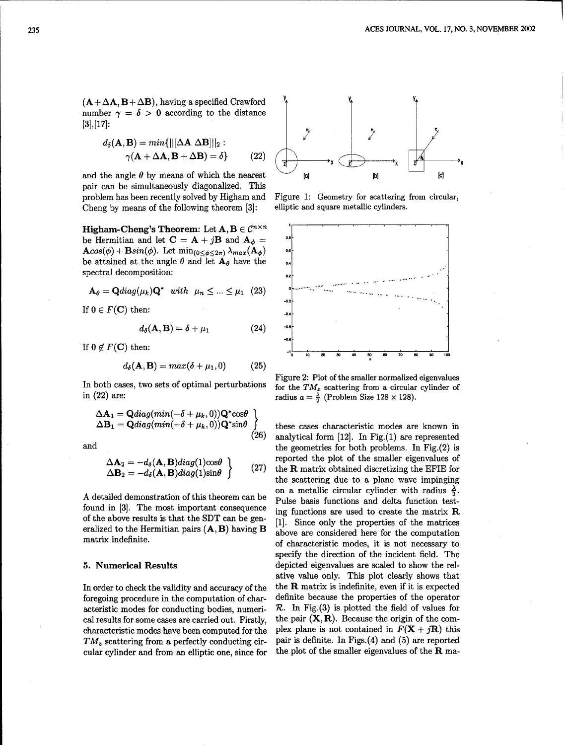$(\mathbf{A}+\Delta\mathbf{A}, \mathbf{B}+\Delta\mathbf{B})$, having a specified Crawford number $\gamma = \delta > 0$ according to the distance [3],[17]:

$$d_\delta(\mathbf{A},\mathbf{B}) = min\{||[\Delta\mathbf{A}\ \Delta\mathbf{B}]||_2 : \gamma(\mathbf{A}+\Delta\mathbf{A}, \mathbf{B}+\Delta\mathbf{B}) = \delta\} \tag{22}$$

and the angle $\theta$ by means of which the nearest pair can be simultaneously diagonalized. This problem has been recently solved by Higham and Cheng by means of the following theorem [3]:

**Higham-Cheng's Theorem**: Let $\mathbf{A}, \mathbf{B} \in \mathcal{C}^{n\times n}$ be Hermitian and let $\mathbf{C} = \mathbf{A} + j\mathbf{B}$ and $\mathbf{A}_\phi = \mathbf{A}cos(\phi) + \mathbf{B}sin(\phi)$. Let $\min_{(0\leq\phi\leq 2\pi)} \lambda_{max}(\mathbf{A}_\phi)$ be attained at the angle $\theta$ and let $\mathbf{A}_\theta$ have the spectral decomposition:

$$\mathbf{A}_\theta = \mathbf{Q}diag(\mu_k)\mathbf{Q}^* \quad with \quad \mu_n \leq ... \leq \mu_1 \tag{23}$$

If $0 \in F(\mathbf{C})$ then:

$$d_\delta(\mathbf{A},\mathbf{B}) = \delta + \mu_1 \tag{24}$$

If $0 \notin F(\mathbf{C})$ then:

$$d_\delta(\mathbf{A},\mathbf{B}) = max(\delta + \mu_1, 0) \tag{25}$$

In both cases, two sets of optimal perturbations in (22) are:

$$\left.\begin{array}{l} \Delta\mathbf{A}_1 = \mathbf{Q}diag(min(-\delta+\mu_k, 0))\mathbf{Q}^*\cos\theta \\ \Delta\mathbf{B}_1 = \mathbf{Q}diag(min(-\delta+\mu_k, 0))\mathbf{Q}^*\sin\theta \end{array}\right\} \tag{26}$$

and

$$\left.\begin{array}{l} \Delta\mathbf{A}_2 = -d_\delta(\mathbf{A},\mathbf{B})diag(1)\cos\theta \\ \Delta\mathbf{B}_2 = -d_\delta(\mathbf{A},\mathbf{B})diag(1)\sin\theta \end{array}\right\} \tag{27}$$

A detailed demonstration of this theorem can be found in [3]. The most important consequence of the above results is that the SDT can be generalized to the Hermitian pairs $(\mathbf{A}, \mathbf{B})$ having $\mathbf{B}$ matrix indefinite.

## 5. Numerical Results

In order to check the validity and accuracy of the foregoing procedure in the computation of characteristic modes for conducting bodies, numerical results for some cases are carried out. Firstly, characteristic modes have been computed for the $TM_z$ scattering from a perfectly conducting circular cylinder and from an elliptic one, since for these cases characteristic modes are known in analytical form [12]. In Fig.(1) are represented the geometries for both problems. In Fig.(2) is reported the plot of the smaller eigenvalues of the $\mathbf{R}$ matrix obtained discretizing the EFIE for the scattering due to a plane wave impinging on a metallic circular cylinder with radius $\frac{\lambda}{2}$. Pulse basis functions and delta function testing functions are used to create the matrix $\mathbf{R}$ [1]. Since only the properties of the matrices above are considered here for the computation of characteristic modes, it is not necessary to specify the direction of the incident field. The depicted eigenvalues are scaled to show the relative value only. This plot clearly shows that the $\mathbf{R}$ matrix is indefinite, even if it is expected definite because the properties of the operator $\mathcal{R}$. In Fig.(3) is plotted the field of values for the pair $(\mathbf{X}, \mathbf{R})$. Because the origin of the complex plane is not contained in $F(\mathbf{X} + j\mathbf{R})$ this pair is definite. In Figs.(4) and (5) are reported the plot of the smaller eigenvalues of the $\mathbf{R}$ ma-

Figure 1: Geometry for scattering from circular, elliptic and square metallic cylinders.

Figure 2: Plot of the smaller normalized eigenvalues for the $TM_z$ scattering from a circular cylinder of radius $a = \frac{\lambda}{2}$ (Problem Size 128 × 128).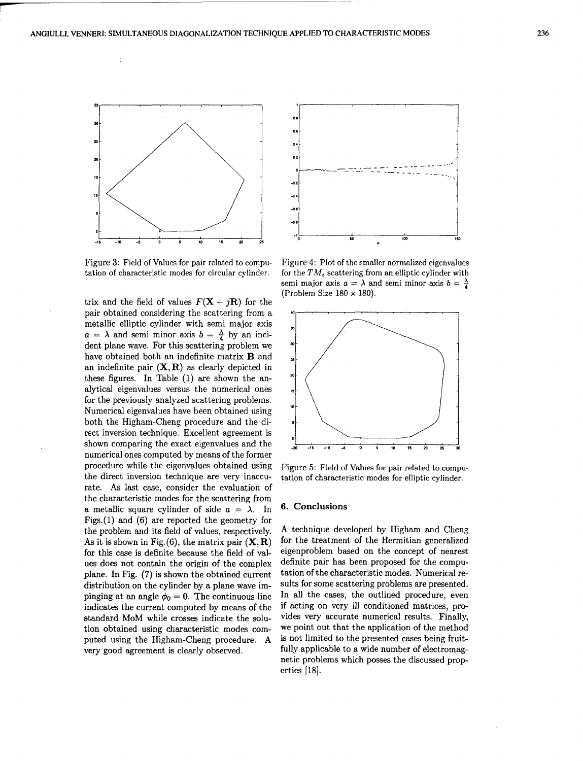Figure 3: Field of Values for pair related to computation of characteristic modes for circular cylinder.

Figure 4: Plot of the smaller normalized eigenvalues for the $TM_z$ scattering from an elliptic cylinder with semi major axis $a = \lambda$ and semi minor axis $b = \frac{\lambda}{4}$ (Problem Size 180 x 180).

trix and the field of values $F(\mathbf{X} + j\mathbf{R})$ for the pair obtained considering the scattering from a metallic elliptic cylinder with semi major axis $a = \lambda$ and semi minor axis $b = \frac{\lambda}{4}$ by an incident plane wave. For this scattering problem we have obtained both an indefinite matrix $\mathbf{B}$ and an indefinite pair $(\mathbf{X}, \mathbf{R})$ as clearly depicted in these figures. In Table (1) are shown the analytical eigenvalues versus the numerical ones for the previously analyzed scattering problems. Numerical eigenvalues have been obtained using both the Higham-Cheng procedure and the direct inversion technique. Excellent agreement is shown comparing the exact eigenvalues and the numerical ones computed by means of the former procedure while the eigenvalues obtained using the direct inversion technique are very inaccurate. As last case, consider the evaluation of the characteristic modes for the scattering from a metallic square cylinder of side $a = \lambda$. In Figs.(1) and (6) are reported the geometry for the problem and its field of values, respectively. As it is shown in Fig.(6), the matrix pair $(\mathbf{X}, \mathbf{R})$ for this case is definite because the field of values does not contain the origin of the complex plane. In Fig. (7) is shown the obtained current distribution on the cylinder by a plane wave impinging at an angle $\phi_0 = 0$. The continuous line indicates the current computed by means of the standard MoM while crosses indicate the solution obtained using characteristic modes computed using the Higham-Cheng procedure. A very good agreement is clearly observed.

Figure 5: Field of Values for pair related to computation of characteristic modes for elliptic cylinder.

## 6. Conclusions

A technique developed by Higham and Cheng for the treatment of the Hermitian generalized eigenproblem based on the concept of nearest definite pair has been proposed for the computation of the characteristic modes. Numerical results for some scattering problems are presented. In all the cases, the outlined procedure, even if acting on very ill conditioned matrices, provides very accurate numerical results. Finally, we point out that the application of the method is not limited to the presented cases being fruitfully applicable to a wide number of electromagnetic problems which posses the discussed properties [18].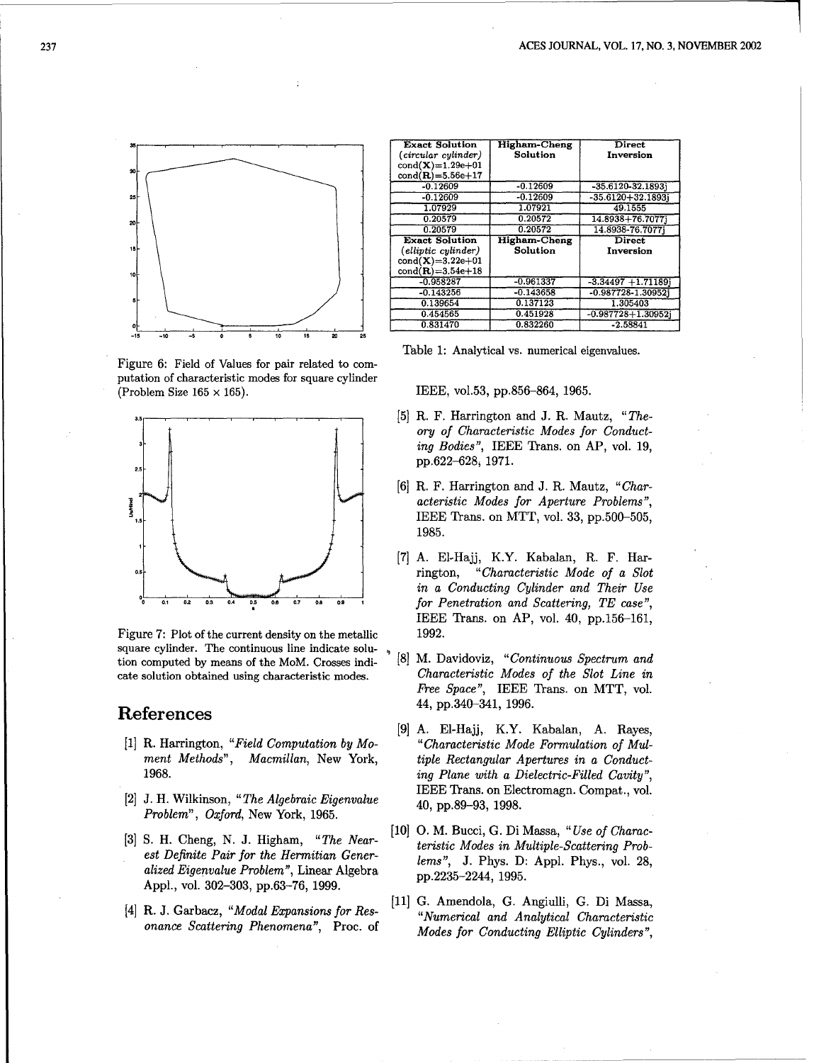Figure 6: Field of Values for pair related to computation of characteristic modes for square cylinder (Problem Size $165 \times 165$).

Figure 7: Plot of the current density on the metallic square cylinder. The continuous line indicate solution computed by means of the MoM. Crosses indicate solution obtained using characteristic modes.

| **Exact Solution** (*circular cylinder*) cond(**X**)=1.29e+01 cond(**R**)=5.56e+17 | **Higham-Cheng Solution** | **Direct Inversion** |
|---|---|---|
| -0.12609 | -0.12609 | -35.6120-32.1893j |
| -0.12609 | -0.12609 | -35.6120+32.1893j |
| 1.07929 | 1.07921 | 49.1555 |
| 0.20579 | 0.20572 | 14.8938+76.7077j |
| 0.20579 | 0.20572 | 14.8938-76.7077j |
| **Exact Solution** (*elliptic cylinder*) cond(**X**)=3.22e+01 cond(**R**)=3.54e+18 | **Higham-Cheng Solution** | **Direct Inversion** |
| -0.958287 | -0.961337 | -3.34497 +1.71189j |
| -0.143256 | -0.143658 | -0.987728-1.30952j |
| 0.139654 | 0.137123 | 1.305403 |
| 0.454565 | 0.451928 | -0.987728+1.30952j |
| 0.831470 | 0.832260 | -2.58841 |

Table 1: Analytical vs. numerical eigenvalues.

## References

[1] R. Harrington, *"Field Computation by Moment Methods"*, *Macmillan*, New York, 1968.

[2] J. H. Wilkinson, *"The Algebraic Eigenvalue Problem"*, *Oxford*, New York, 1965.

[3] S. H. Cheng, N. J. Higham, *"The Nearest Definite Pair for the Hermitian Generalized Eigenvalue Problem"*, Linear Algebra Appl., vol. 302-303, pp.63-76, 1999.

[4] R. J. Garbacz, *"Modal Expansions for Resonance Scattering Phenomena"*, Proc. of IEEE, vol.53, pp.856-864, 1965.

[5] R. F. Harrington and J. R. Mautz, *"Theory of Characteristic Modes for Conducting Bodies"*, IEEE Trans. on AP, vol. 19, pp.622-628, 1971.

[6] R. F. Harrington and J. R. Mautz, *"Characteristic Modes for Aperture Problems"*, IEEE Trans. on MTT, vol. 33, pp.500-505, 1985.

[7] A. El-Hajj, K.Y. Kabalan, R. F. Harrington, *"Characteristic Mode of a Slot in a Conducting Cylinder and Their Use for Penetration and Scattering, TE case"*, IEEE Trans. on AP, vol. 40, pp.156-161, 1992.

[8] M. Davidoviz, *"Continuous Spectrum and Characteristic Modes of the Slot Line in Free Space"*, IEEE Trans. on MTT, vol. 44, pp.340-341, 1996.

[9] A. El-Hajj, K.Y. Kabalan, A. Rayes, *"Characteristic Mode Formulation of Multiple Rectangular Apertures in a Conducting Plane with a Dielectric-Filled Cavity"*, IEEE Trans. on Electromagn. Compat., vol. 40, pp.89-93, 1998.

[10] O. M. Bucci, G. Di Massa, *"Use of Characteristic Modes in Multiple-Scattering Problems"*, J. Phys. D: Appl. Phys., vol. 28, pp.2235-2244, 1995.

[11] G. Amendola, G. Angiulli, G. Di Massa, *"Numerical and Analytical Characteristic Modes for Conducting Elliptic Cylinders"*,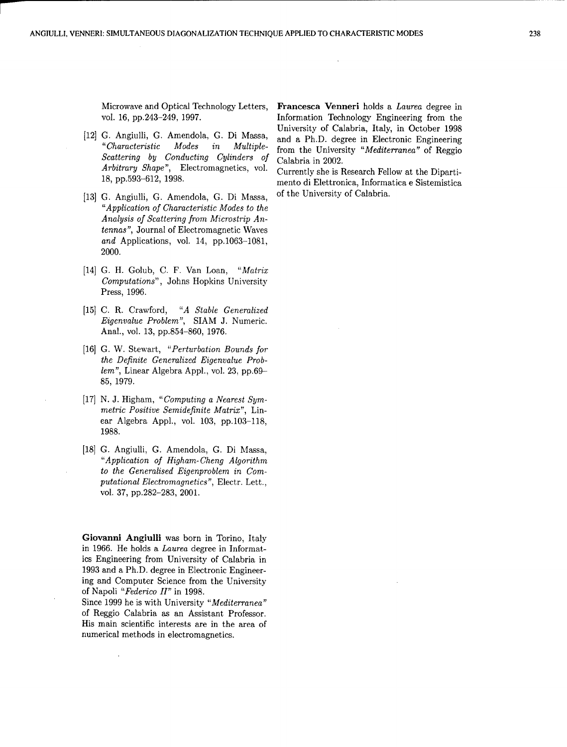Microwave and Optical Technology Letters, vol. 16, pp.243–249, 1997.

[12] G. Angiulli, G. Amendola, G. Di Massa, "*Characteristic Modes in Multiple-Scattering by Conducting Cylinders of Arbitrary Shape*", Electromagnetics, vol. 18, pp.593–612, 1998.

[13] G. Angiulli, G. Amendola, G. Di Massa, "*Application of Characteristic Modes to the Analysis of Scattering from Microstrip Antennas*", Journal of Electromagnetic Waves *and* Applications, vol. 14, pp.1063–1081, 2000.

[14] G. H. Golub, C. F. Van Loan, "*Matrix Computations*", Johns Hopkins University Press, 1996.

[15] C. R. Crawford, "*A Stable Generalized Eigenvalue Problem*", SIAM J. Numeric. Anal., vol. 13, pp.854–860, 1976.

[16] G. W. Stewart, "*Perturbation Bounds for the Definite Generalized Eigenvalue Problem*", Linear Algebra Appl., vol. 23, pp.69–85, 1979.

[17] N. J. Higham, "*Computing a Nearest Symmetric Positive Semidefinite Matrix*", Linear Algebra Appl., vol. 103, pp.103–118, 1988.

[18] G. Angiulli, G. Amendola, G. Di Massa, "*Application of Higham-Cheng Algorithm to the Generalised Eigenproblem in Computational Electromagnetics*", Electr. Lett., vol. 37, pp.282–283, 2001.

**Giovanni Angiulli** was born in Torino, Italy in 1966. He holds a *Laurea* degree in Informatics Engineering from University of Calabria in 1993 and a Ph.D. degree in Electronic Engineering and Computer Science from the University of Napoli "*Federico II*" in 1998.
Since 1999 he is with University "*Mediterranea*" of Reggio Calabria as an Assistant Professor. His main scientific interests are in the area of numerical methods in electromagnetics.

**Francesca Venneri** holds a *Laurea* degree in Information Technology Engineering from the University of Calabria, Italy, in October 1998 and a Ph.D. degree in Electronic Engineering from the University "*Mediterranea*" of Reggio Calabria in 2002.
Currently she is Research Fellow at the Dipartimento di Elettronica, Informatica e Sistemistica of the University of Calabria.